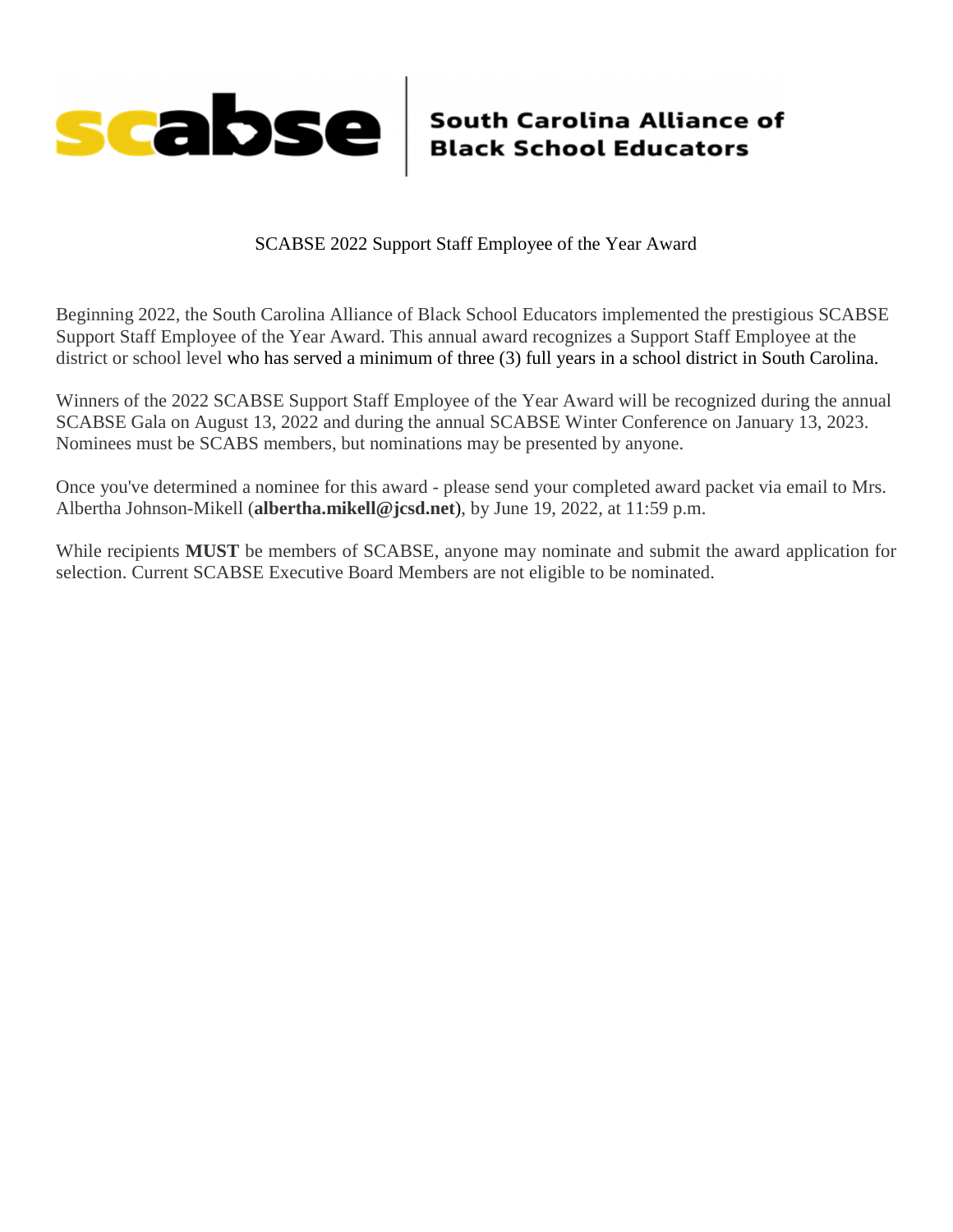**scabse** | **South Carolina Alliance of Black School Educators**

# SCABSE 2022 Support Staff Employee of the Year Award

Beginning 2022, the South Carolina Alliance of Black School Educators implemented the prestigious SCABSE Support Staff Employee of the Year Award. This annual award recognizes a Support Staff Employee at the district or school level who has served a minimum of three (3) full years in a school district in South Carolina.

Winners of the 2022 SCABSE Support Staff Employee of the Year Award will be recognized during the annual SCABSE Gala on August 13, 2022 and during the annual SCABSE Winter Conference on January 13, 2023. Nominees must be SCABS members, but nominations may be presented by anyone.

Once you've determined a nominee for this award - please send your completed award packet via email to Mrs. Albertha Johnson-Mikell (**albertha.mikell@jcsd.net**), by June 19, 2022, at 11:59 p.m.

While recipients **MUST** be members of SCABSE, anyone may nominate and submit the award application for selection. Current SCABSE Executive Board Members are not eligible to be nominated.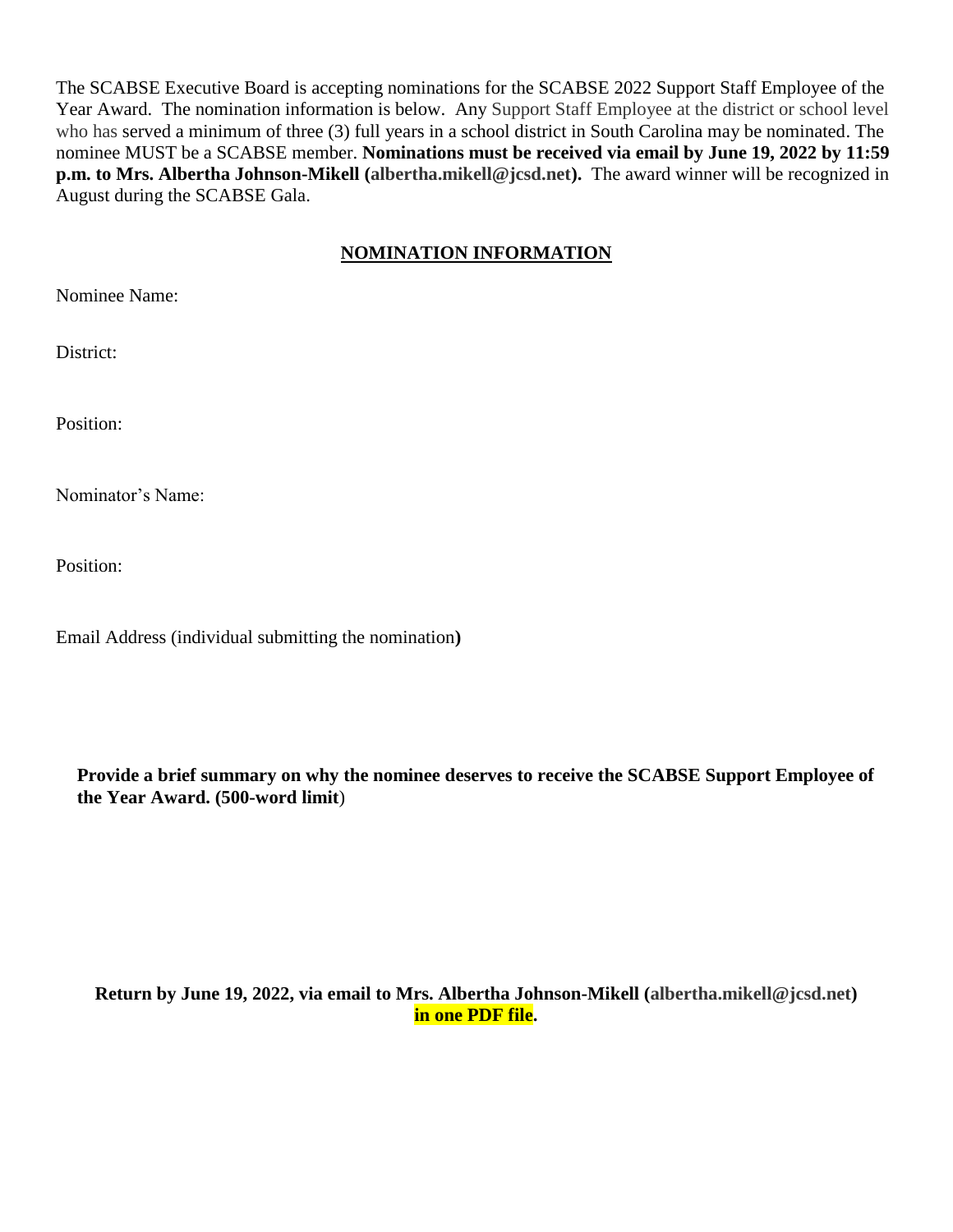The SCABSE Executive Board is accepting nominations for the SCABSE 2022 Support Staff Employee of the Year Award. The nomination information is below. Any Support Staff Employee at the district or school level who has served a minimum of three (3) full years in a school district in South Carolina may be nominated. The nominee MUST be a SCABSE member. **Nominations must be received via email by June 19, 2022 by 11:59 p.m. to Mrs. Albertha Johnson-Mikell (albertha.mikell@jcsd.net).** The award winner will be recognized in August during the SCABSE Gala.

## NOMINATION INFORMATION

Nominee Name:

District:

Position:

Nominator's Name:

Position:

Email Address (individual submitting the nomination**)**

**Provide a brief summary on why the nominee deserves to receive the SCABSE Support Employee of the Year Award. (500-word limit**)

**Return by June 19, 2022, via email to Mrs. Albertha Johnson-Mikell (albertha.mikell@jcsd.net) in one PDF file.**